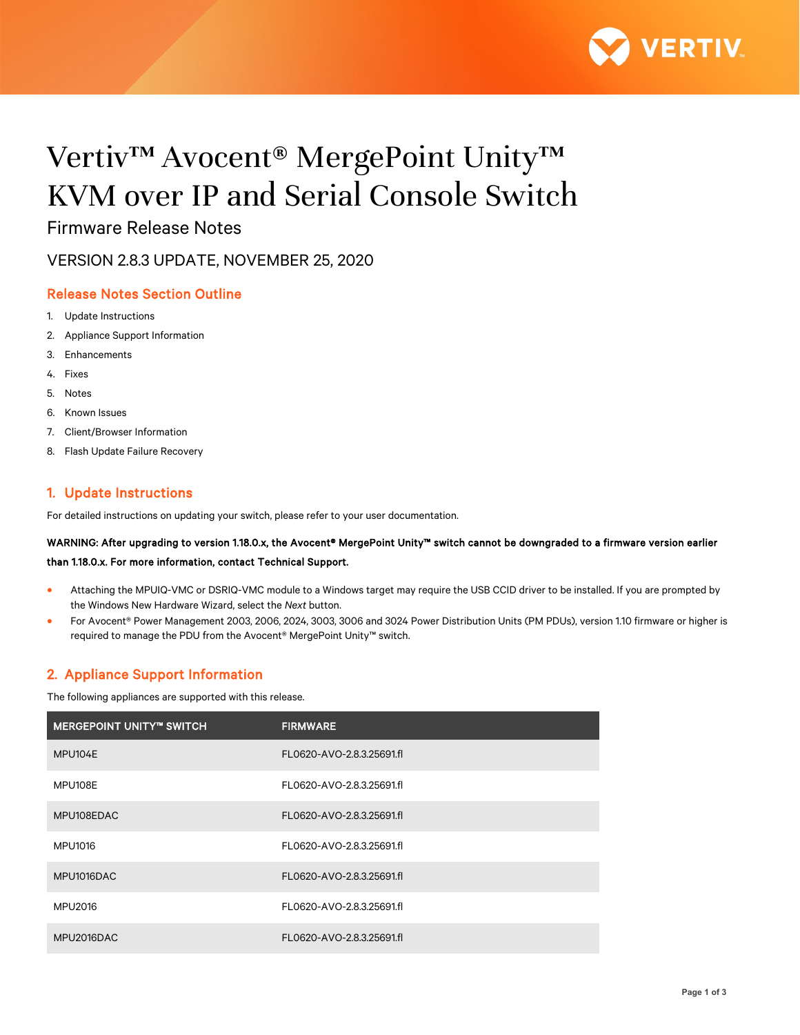# Vertiv™ Avocent® MergePoint Unity™ KVM over IP and Serial Console Switch

Firmware Release Notes

VERSION 2.8.3 UPDATE, NOVEMBER 25, 2020

## Release Notes Section Outline

1. Update Instructions
2. Appliance Support Information
3. Enhancements
4. Fixes
5. Notes
6. Known Issues
7. Client/Browser Information
8. Flash Update Failure Recovery

## 1. Update Instructions

For detailed instructions on updating your switch, please refer to your user documentation.

**WARNING: After upgrading to version 1.18.0.x, the Avocent® MergePoint Unity™ switch cannot be downgraded to a firmware version earlier than 1.18.0.x. For more information, contact Technical Support.**

- Attaching the MPUIQ-VMC or DSRIQ-VMC module to a Windows target may require the USB CCID driver to be installed. If you are prompted by the Windows New Hardware Wizard, select the *Next* button.
- For Avocent® Power Management 2003, 2006, 2024, 3003, 3006 and 3024 Power Distribution Units (PM PDUs), version 1.10 firmware or higher is required to manage the PDU from the Avocent® MergePoint Unity™ switch.

## 2. Appliance Support Information

The following appliances are supported with this release.

| MERGEPOINT UNITY™ SWITCH | FIRMWARE |
|---|---|
| MPU104E | FL0620-AVO-2.8.3.25691.fl |
| MPU108E | FL0620-AVO-2.8.3.25691.fl |
| MPU108EDAC | FL0620-AVO-2.8.3.25691.fl |
| MPU1016 | FL0620-AVO-2.8.3.25691.fl |
| MPU1016DAC | FL0620-AVO-2.8.3.25691.fl |
| MPU2016 | FL0620-AVO-2.8.3.25691.fl |
| MPU2016DAC | FL0620-AVO-2.8.3.25691.fl |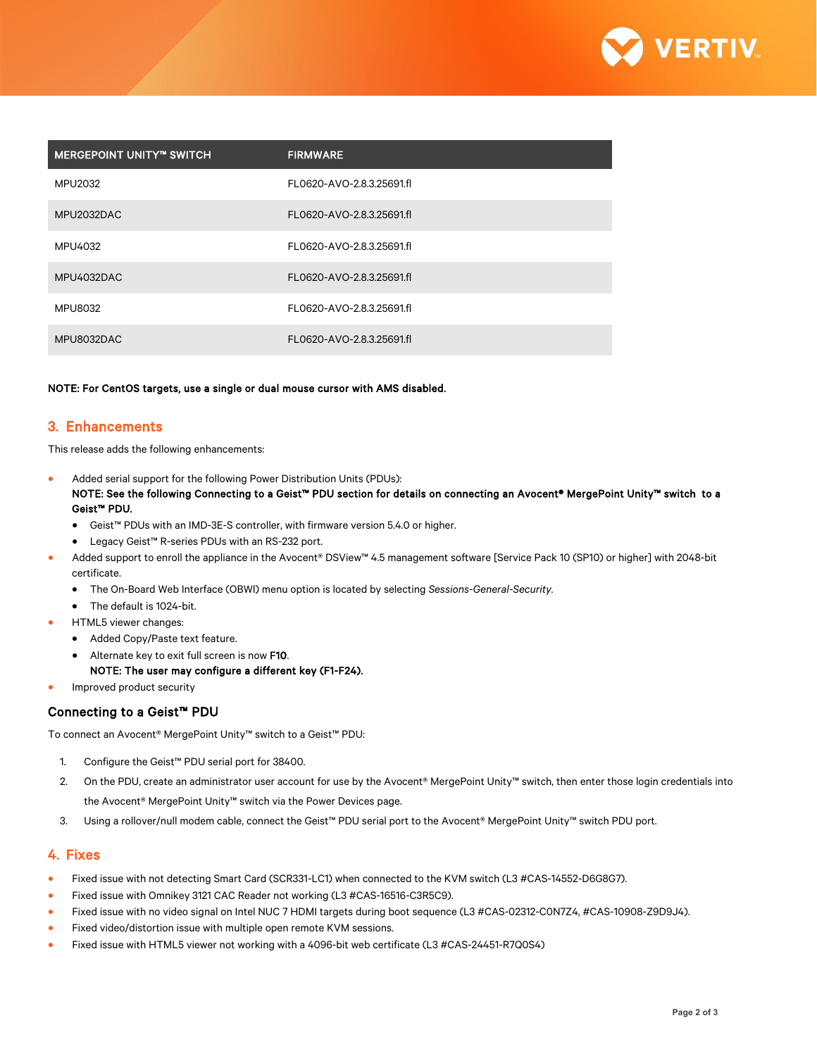| MERGEPOINT UNITY™ SWITCH | FIRMWARE |
| --- | --- |
| MPU2032 | FL0620-AVO-2.8.3.25691.fl |
| MPU2032DAC | FL0620-AVO-2.8.3.25691.fl |
| MPU4032 | FL0620-AVO-2.8.3.25691.fl |
| MPU4032DAC | FL0620-AVO-2.8.3.25691.fl |
| MPU8032 | FL0620-AVO-2.8.3.25691.fl |
| MPU8032DAC | FL0620-AVO-2.8.3.25691.fl |

**NOTE: For CentOS targets, use a single or dual mouse cursor with AMS disabled.**

## 3. Enhancements

This release adds the following enhancements:

- Added serial support for the following Power Distribution Units (PDUs):
  **NOTE: See the following Connecting to a Geist™ PDU section for details on connecting an Avocent® MergePoint Unity™ switch to a Geist™ PDU.**
  - Geist™ PDUs with an IMD-3E-S controller, with firmware version 5.4.0 or higher.
  - Legacy Geist™ R-series PDUs with an RS-232 port.
- Added support to enroll the appliance in the Avocent® DSView™ 4.5 management software [Service Pack 10 (SP10) or higher] with 2048-bit certificate.
  - The On-Board Web Interface (OBWI) menu option is located by selecting *Sessions-General-Security*.
  - The default is 1024-bit.
- HTML5 viewer changes:
  - Added Copy/Paste text feature.
  - Alternate key to exit full screen is now **F10**.
    **NOTE: The user may configure a different key (F1-F24).**
- Improved product security

### Connecting to a Geist™ PDU

To connect an Avocent® MergePoint Unity™ switch to a Geist™ PDU:

1. Configure the Geist™ PDU serial port for 38400.
2. On the PDU, create an administrator user account for use by the Avocent® MergePoint Unity™ switch, then enter those login credentials into the Avocent® MergePoint Unity™ switch via the Power Devices page.
3. Using a rollover/null modem cable, connect the Geist™ PDU serial port to the Avocent® MergePoint Unity™ switch PDU port.

## 4. Fixes

- Fixed issue with not detecting Smart Card (SCR331-LC1) when connected to the KVM switch (L3 #CAS-14552-D6G8G7).
- Fixed issue with Omnikey 3121 CAC Reader not working (L3 #CAS-16516-C3R5C9).
- Fixed issue with no video signal on Intel NUC 7 HDMI targets during boot sequence (L3 #CAS-02312-C0N7Z4, #CAS-10908-Z9D9J4).
- Fixed video/distortion issue with multiple open remote KVM sessions.
- Fixed issue with HTML5 viewer not working with a 4096-bit web certificate (L3 #CAS-24451-R7Q0S4)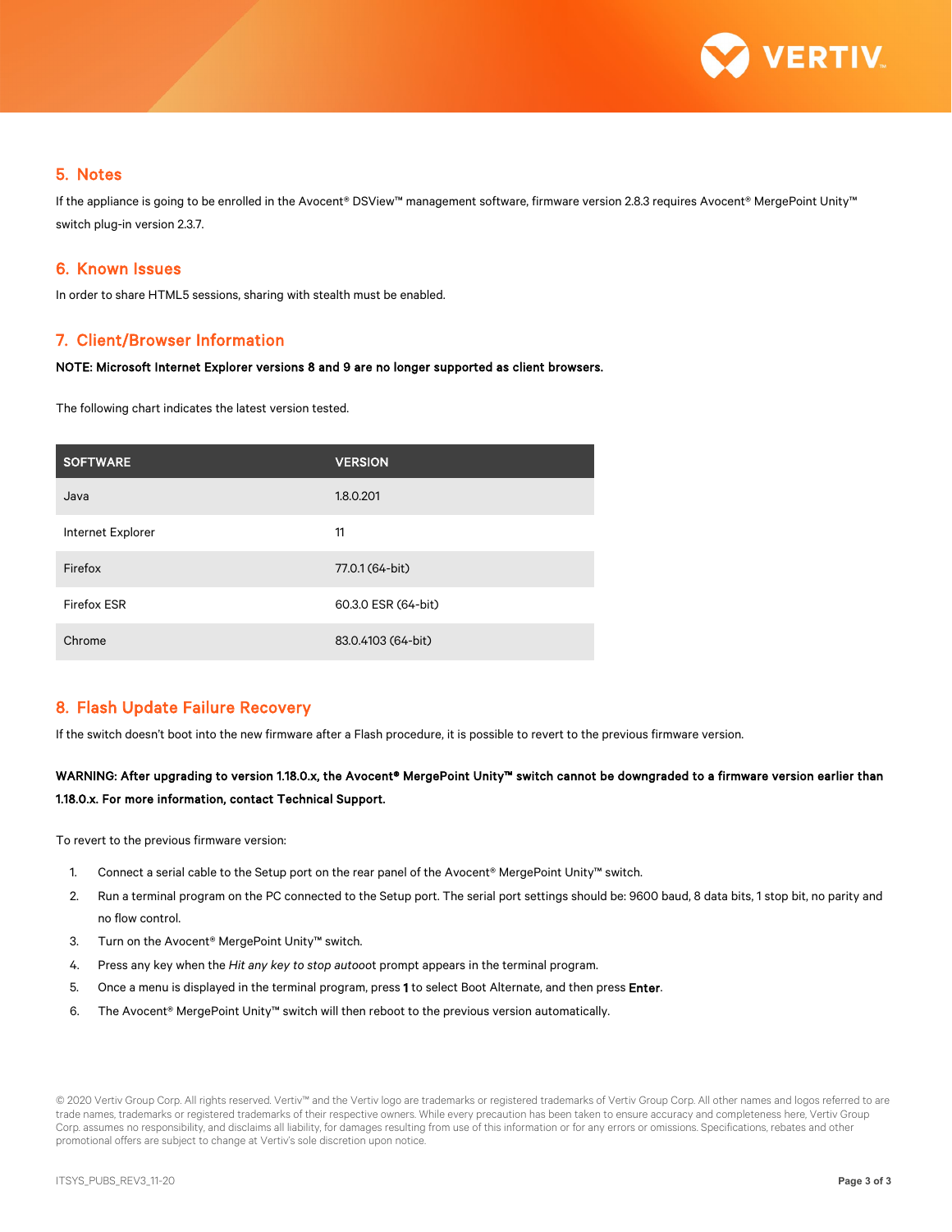## 5. Notes

If the appliance is going to be enrolled in the Avocent® DSView™ management software, firmware version 2.8.3 requires Avocent® MergePoint Unity™ switch plug-in version 2.3.7.

## 6. Known Issues

In order to share HTML5 sessions, sharing with stealth must be enabled.

## 7. Client/Browser Information

**NOTE: Microsoft Internet Explorer versions 8 and 9 are no longer supported as client browsers.**

The following chart indicates the latest version tested.

| SOFTWARE | VERSION |
| --- | --- |
| Java | 1.8.0.201 |
| Internet Explorer | 11 |
| Firefox | 77.0.1 (64-bit) |
| Firefox ESR | 60.3.0 ESR (64-bit) |
| Chrome | 83.0.4103 (64-bit) |

## 8. Flash Update Failure Recovery

If the switch doesn't boot into the new firmware after a Flash procedure, it is possible to revert to the previous firmware version.

**WARNING: After upgrading to version 1.18.0.x, the Avocent® MergePoint Unity™ switch cannot be downgraded to a firmware version earlier than 1.18.0.x. For more information, contact Technical Support.**

To revert to the previous firmware version:

1. Connect a serial cable to the Setup port on the rear panel of the Avocent® MergePoint Unity™ switch.
2. Run a terminal program on the PC connected to the Setup port. The serial port settings should be: 9600 baud, 8 data bits, 1 stop bit, no parity and no flow control.
3. Turn on the Avocent® MergePoint Unity™ switch.
4. Press any key when the *Hit any key to stop autooot* prompt appears in the terminal program.
5. Once a menu is displayed in the terminal program, press **1** to select Boot Alternate, and then press **Enter**.
6. The Avocent® MergePoint Unity™ switch will then reboot to the previous version automatically.

© 2020 Vertiv Group Corp. All rights reserved. Vertiv™ and the Vertiv logo are trademarks or registered trademarks of Vertiv Group Corp. All other names and logos referred to are trade names, trademarks or registered trademarks of their respective owners. While every precaution has been taken to ensure accuracy and completeness here, Vertiv Group Corp. assumes no responsibility, and disclaims all liability, for damages resulting from use of this information or for any errors or omissions. Specifications, rebates and other promotional offers are subject to change at Vertiv's sole discretion upon notice.

ITSYS_PUBS_REV3_11-20